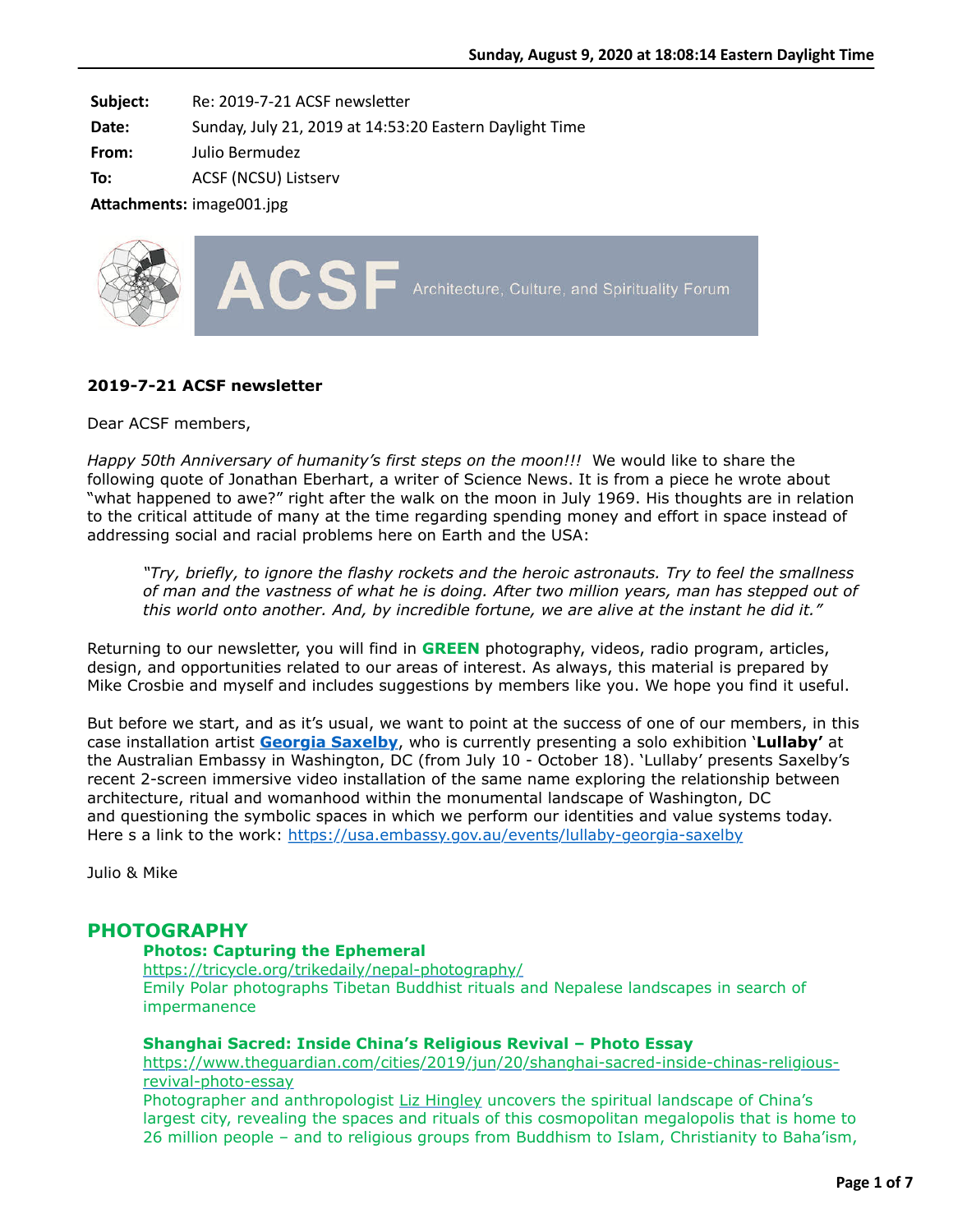**Subject:** Re: 2019-7-21 ACSF newsletter
**Date:** Sunday, July 21, 2019 at 14:53:20 Eastern Daylight Time
**From:** Julio Bermudez
**To:** ACSF (NCSU) Listserv
**Attachments:** image001.jpg

ACSF Architecture, Culture, and Spirituality Forum

**2019-7-21 ACSF newsletter**

Dear ACSF members,

*Happy 50th Anniversary of humanity's first steps on the moon!!!* We would like to share the following quote of Jonathan Eberhart, a writer of Science News. It is from a piece he wrote about "what happened to awe?" right after the walk on the moon in July 1969. His thoughts are in relation to the critical attitude of many at the time regarding spending money and effort in space instead of addressing social and racial problems here on Earth and the USA:

> *"Try, briefly, to ignore the flashy rockets and the heroic astronauts. Try to feel the smallness of man and the vastness of what he is doing. After two million years, man has stepped out of this world onto another. And, by incredible fortune, we are alive at the instant he did it."*

Returning to our newsletter, you will find in **GREEN** photography, videos, radio program, articles, design, and opportunities related to our areas of interest. As always, this material is prepared by Mike Crosbie and myself and includes suggestions by members like you. We hope you find it useful.

But before we start, and as it's usual, we want to point at the success of one of our members, in this case installation artist **Georgia Saxelby**, who is currently presenting a solo exhibition '**Lullaby'** at the Australian Embassy in Washington, DC (from July 10 - October 18). 'Lullaby' presents Saxelby's recent 2-screen immersive video installation of the same name exploring the relationship between architecture, ritual and womanhood within the monumental landscape of Washington, DC and questioning the symbolic spaces in which we perform our identities and value systems today. Here s a link to the work: https://usa.embassy.gov.au/events/lullaby-georgia-saxelby

Julio & Mike

## PHOTOGRAPHY

**Photos: Capturing the Ephemeral**
https://tricycle.org/trikedaily/nepal-photography/
Emily Polar photographs Tibetan Buddhist rituals and Nepalese landscapes in search of impermanence

**Shanghai Sacred: Inside China's Religious Revival – Photo Essay**
https://www.theguardian.com/cities/2019/jun/20/shanghai-sacred-inside-chinas-religious-revival-photo-essay
Photographer and anthropologist Liz Hingley uncovers the spiritual landscape of China's largest city, revealing the spaces and rituals of this cosmopolitan megalopolis that is home to 26 million people – and to religious groups from Buddhism to Islam, Christianity to Baha'ism,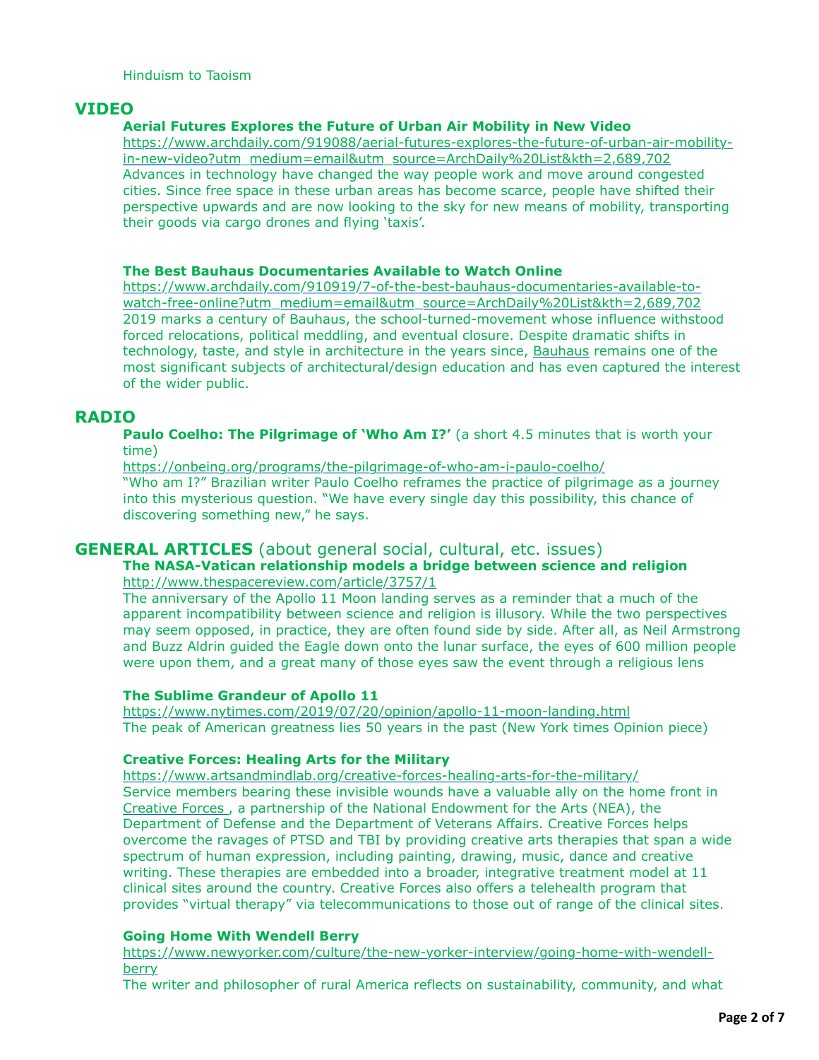Hinduism to Taoism

## VIDEO

**Aerial Futures Explores the Future of Urban Air Mobility in New Video**
https://www.archdaily.com/919088/aerial-futures-explores-the-future-of-urban-air-mobility-in-new-video?utm_medium=email&utm_source=ArchDaily%20List&kth=2,689,702
Advances in technology have changed the way people work and move around congested cities. Since free space in these urban areas has become scarce, people have shifted their perspective upwards and are now looking to the sky for new means of mobility, transporting their goods via cargo drones and flying 'taxis'.

**The Best Bauhaus Documentaries Available to Watch Online**
https://www.archdaily.com/910919/7-of-the-best-bauhaus-documentaries-available-to-watch-free-online?utm_medium=email&utm_source=ArchDaily%20List&kth=2,689,702
2019 marks a century of Bauhaus, the school-turned-movement whose influence withstood forced relocations, political meddling, and eventual closure. Despite dramatic shifts in technology, taste, and style in architecture in the years since, Bauhaus remains one of the most significant subjects of architectural/design education and has even captured the interest of the wider public.

## RADIO

**Paulo Coelho: The Pilgrimage of 'Who Am I?'** (a short 4.5 minutes that is worth your time)
https://onbeing.org/programs/the-pilgrimage-of-who-am-i-paulo-coelho/
"Who am I?" Brazilian writer Paulo Coelho reframes the practice of pilgrimage as a journey into this mysterious question. "We have every single day this possibility, this chance of discovering something new," he says.

## GENERAL ARTICLES (about general social, cultural, etc. issues)

**The NASA-Vatican relationship models a bridge between science and religion**
http://www.thespacereview.com/article/3757/1
The anniversary of the Apollo 11 Moon landing serves as a reminder that a much of the apparent incompatibility between science and religion is illusory. While the two perspectives may seem opposed, in practice, they are often found side by side. After all, as Neil Armstrong and Buzz Aldrin guided the Eagle down onto the lunar surface, the eyes of 600 million people were upon them, and a great many of those eyes saw the event through a religious lens

**The Sublime Grandeur of Apollo 11**
https://www.nytimes.com/2019/07/20/opinion/apollo-11-moon-landing.html
The peak of American greatness lies 50 years in the past (New York times Opinion piece)

**Creative Forces: Healing Arts for the Military**
https://www.artsandmindlab.org/creative-forces-healing-arts-for-the-military/
Service members bearing these invisible wounds have a valuable ally on the home front in Creative Forces , a partnership of the National Endowment for the Arts (NEA), the Department of Defense and the Department of Veterans Affairs. Creative Forces helps overcome the ravages of PTSD and TBI by providing creative arts therapies that span a wide spectrum of human expression, including painting, drawing, music, dance and creative writing. These therapies are embedded into a broader, integrative treatment model at 11 clinical sites around the country. Creative Forces also offers a telehealth program that provides "virtual therapy" via telecommunications to those out of range of the clinical sites.

**Going Home With Wendell Berry**
https://www.newyorker.com/culture/the-new-yorker-interview/going-home-with-wendell-berry
The writer and philosopher of rural America reflects on sustainability, community, and what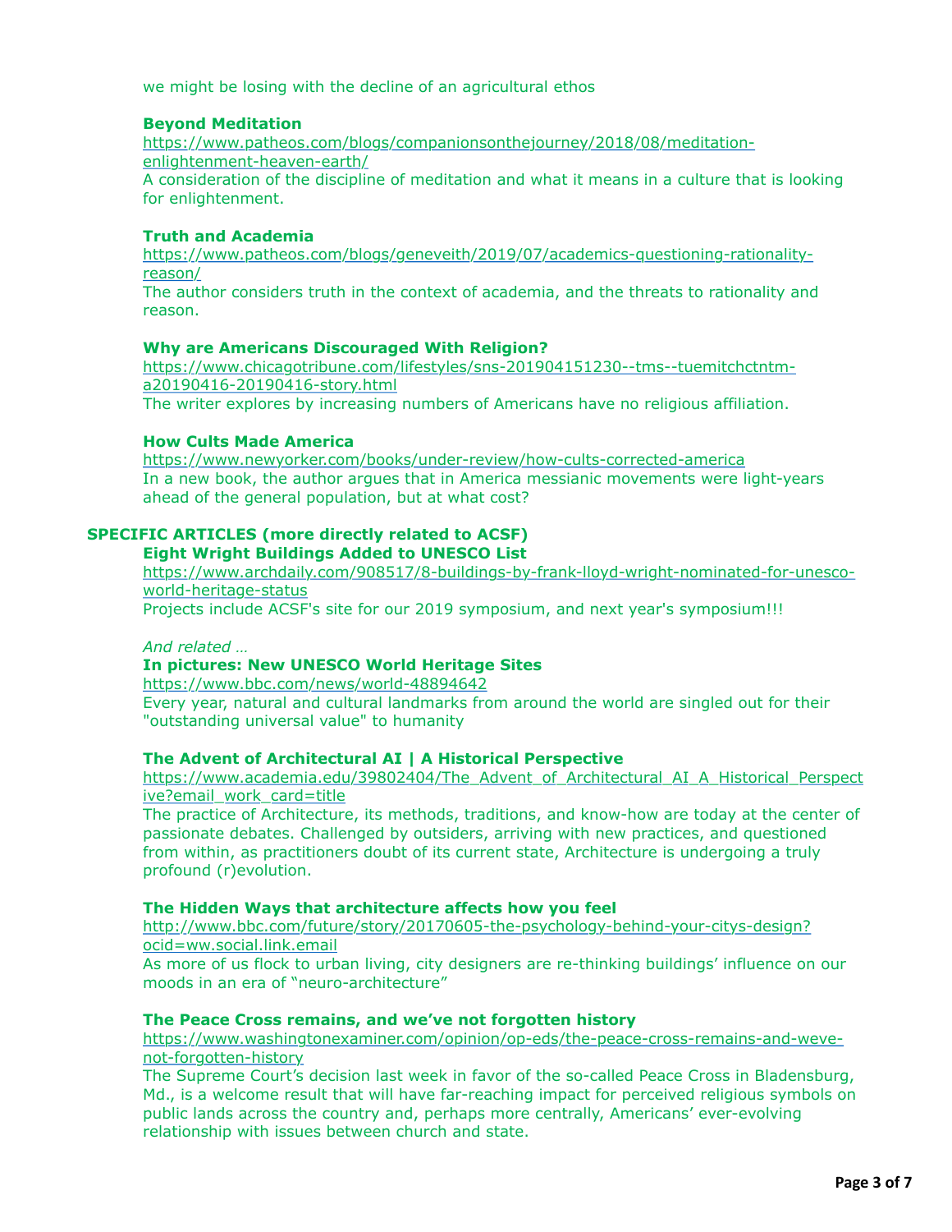we might be losing with the decline of an agricultural ethos

**Beyond Meditation**
https://www.patheos.com/blogs/companionsonthejourney/2018/08/meditation-enlightenment-heaven-earth/
A consideration of the discipline of meditation and what it means in a culture that is looking for enlightenment.

**Truth and Academia**
https://www.patheos.com/blogs/geneveith/2019/07/academics-questioning-rationality-reason/
The author considers truth in the context of academia, and the threats to rationality and reason.

**Why are Americans Discouraged With Religion?**
https://www.chicagotribune.com/lifestyles/sns-201904151230--tms--tuemitchctntm-a20190416-20190416-story.html
The writer explores by increasing numbers of Americans have no religious affiliation.

**How Cults Made America**
https://www.newyorker.com/books/under-review/how-cults-corrected-america
In a new book, the author argues that in America messianic movements were light-years ahead of the general population, but at what cost?

## SPECIFIC ARTICLES (more directly related to ACSF)

**Eight Wright Buildings Added to UNESCO List**
https://www.archdaily.com/908517/8-buildings-by-frank-lloyd-wright-nominated-for-unesco-world-heritage-status
Projects include ACSF's site for our 2019 symposium, and next year's symposium!!!

*And related …*

**In pictures: New UNESCO World Heritage Sites**
https://www.bbc.com/news/world-48894642
Every year, natural and cultural landmarks from around the world are singled out for their "outstanding universal value" to humanity

**The Advent of Architectural AI | A Historical Perspective**
https://www.academia.edu/39802404/The_Advent_of_Architectural_AI_A_Historical_Perspective?email_work_card=title
The practice of Architecture, its methods, traditions, and know-how are today at the center of passionate debates. Challenged by outsiders, arriving with new practices, and questioned from within, as practitioners doubt of its current state, Architecture is undergoing a truly profound (r)evolution.

**The Hidden Ways that architecture affects how you feel**
http://www.bbc.com/future/story/20170605-the-psychology-behind-your-citys-design?ocid=ww.social.link.email
As more of us flock to urban living, city designers are re-thinking buildings' influence on our moods in an era of "neuro-architecture"

**The Peace Cross remains, and we've not forgotten history**
https://www.washingtonexaminer.com/opinion/op-eds/the-peace-cross-remains-and-weve-not-forgotten-history
The Supreme Court's decision last week in favor of the so-called Peace Cross in Bladensburg, Md., is a welcome result that will have far-reaching impact for perceived religious symbols on public lands across the country and, perhaps more centrally, Americans' ever-evolving relationship with issues between church and state.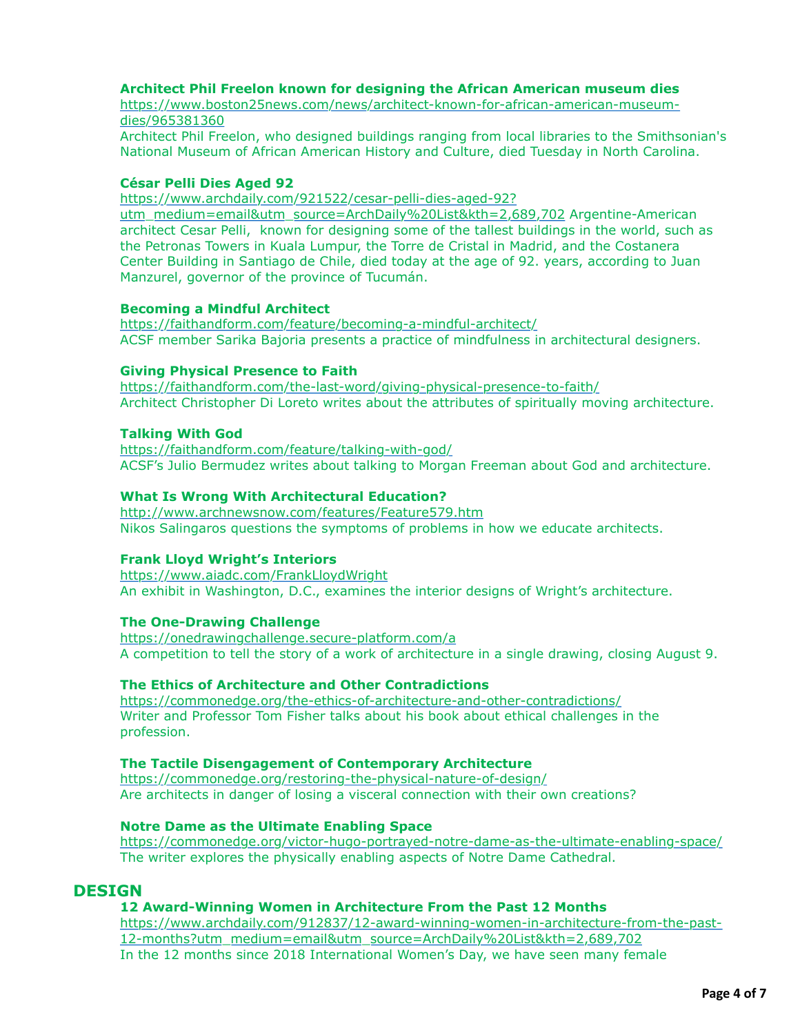**Architect Phil Freelon known for designing the African American museum dies**
https://www.boston25news.com/news/architect-known-for-african-american-museum-dies/965381360
Architect Phil Freelon, who designed buildings ranging from local libraries to the Smithsonian's National Museum of African American History and Culture, died Tuesday in North Carolina.

**César Pelli Dies Aged 92**
https://www.archdaily.com/921522/cesar-pelli-dies-aged-92?utm_medium=email&utm_source=ArchDaily%20List&kth=2,689,702 Argentine-American architect Cesar Pelli, known for designing some of the tallest buildings in the world, such as the Petronas Towers in Kuala Lumpur, the Torre de Cristal in Madrid, and the Costanera Center Building in Santiago de Chile, died today at the age of 92. years, according to Juan Manzurel, governor of the province of Tucumán.

**Becoming a Mindful Architect**
https://faithandform.com/feature/becoming-a-mindful-architect/
ACSF member Sarika Bajoria presents a practice of mindfulness in architectural designers.

**Giving Physical Presence to Faith**
https://faithandform.com/the-last-word/giving-physical-presence-to-faith/
Architect Christopher Di Loreto writes about the attributes of spiritually moving architecture.

**Talking With God**
https://faithandform.com/feature/talking-with-god/
ACSF's Julio Bermudez writes about talking to Morgan Freeman about God and architecture.

**What Is Wrong With Architectural Education?**
http://www.archnewsnow.com/features/Feature579.htm
Nikos Salingaros questions the symptoms of problems in how we educate architects.

**Frank Lloyd Wright's Interiors**
https://www.aiadc.com/FrankLloydWright
An exhibit in Washington, D.C., examines the interior designs of Wright's architecture.

**The One-Drawing Challenge**
https://onedrawingchallenge.secure-platform.com/a
A competition to tell the story of a work of architecture in a single drawing, closing August 9.

**The Ethics of Architecture and Other Contradictions**
https://commonedge.org/the-ethics-of-architecture-and-other-contradictions/
Writer and Professor Tom Fisher talks about his book about ethical challenges in the profession.

**The Tactile Disengagement of Contemporary Architecture**
https://commonedge.org/restoring-the-physical-nature-of-design/
Are architects in danger of losing a visceral connection with their own creations?

**Notre Dame as the Ultimate Enabling Space**
https://commonedge.org/victor-hugo-portrayed-notre-dame-as-the-ultimate-enabling-space/
The writer explores the physically enabling aspects of Notre Dame Cathedral.

## DESIGN

**12 Award-Winning Women in Architecture From the Past 12 Months**
https://www.archdaily.com/912837/12-award-winning-women-in-architecture-from-the-past-12-months?utm_medium=email&utm_source=ArchDaily%20List&kth=2,689,702
In the 12 months since 2018 International Women's Day, we have seen many female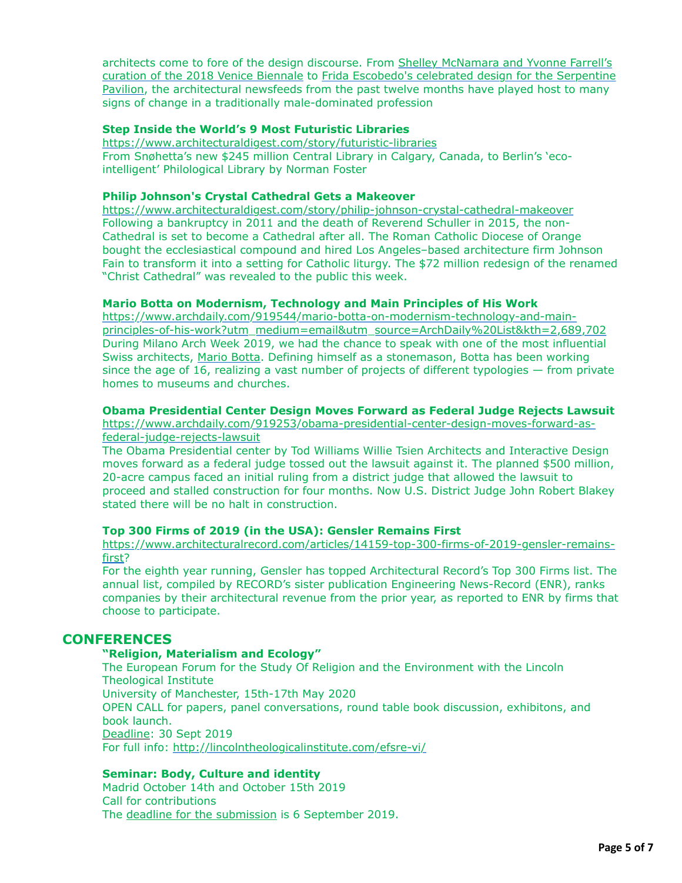architects come to fore of the design discourse. From Shelley McNamara and Yvonne Farrell's curation of the 2018 Venice Biennale to Frida Escobedo's celebrated design for the Serpentine Pavilion, the architectural newsfeeds from the past twelve months have played host to many signs of change in a traditionally male-dominated profession

**Step Inside the World's 9 Most Futuristic Libraries**
https://www.architecturaldigest.com/story/futuristic-libraries
From Snøhetta's new $245 million Central Library in Calgary, Canada, to Berlin's 'eco-intelligent' Philological Library by Norman Foster

**Philip Johnson's Crystal Cathedral Gets a Makeover**
https://www.architecturaldigest.com/story/philip-johnson-crystal-cathedral-makeover
Following a bankruptcy in 2011 and the death of Reverend Schuller in 2015, the non-Cathedral is set to become a Cathedral after all. The Roman Catholic Diocese of Orange bought the ecclesiastical compound and hired Los Angeles–based architecture firm Johnson Fain to transform it into a setting for Catholic liturgy. The $72 million redesign of the renamed "Christ Cathedral" was revealed to the public this week.

**Mario Botta on Modernism, Technology and Main Principles of His Work**
https://www.archdaily.com/919544/mario-botta-on-modernism-technology-and-main-principles-of-his-work?utm_medium=email&utm_source=ArchDaily%20List&kth=2,689,702
During Milano Arch Week 2019, we had the chance to speak with one of the most influential Swiss architects, Mario Botta. Defining himself as a stonemason, Botta has been working since the age of 16, realizing a vast number of projects of different typologies — from private homes to museums and churches.

**Obama Presidential Center Design Moves Forward as Federal Judge Rejects Lawsuit**
https://www.archdaily.com/919253/obama-presidential-center-design-moves-forward-as-federal-judge-rejects-lawsuit
The Obama Presidential center by Tod Williams Willie Tsien Architects and Interactive Design moves forward as a federal judge tossed out the lawsuit against it. The planned $500 million, 20-acre campus faced an initial ruling from a district judge that allowed the lawsuit to proceed and stalled construction for four months. Now U.S. District Judge John Robert Blakey stated there will be no halt in construction.

**Top 300 Firms of 2019 (in the USA): Gensler Remains First**
https://www.architecturalrecord.com/articles/14159-top-300-firms-of-2019-gensler-remains-first?
For the eighth year running, Gensler has topped Architectural Record's Top 300 Firms list. The annual list, compiled by RECORD's sister publication Engineering News-Record (ENR), ranks companies by their architectural revenue from the prior year, as reported to ENR by firms that choose to participate.

## CONFERENCES

**"Religion, Materialism and Ecology"**
The European Forum for the Study Of Religion and the Environment with the Lincoln Theological Institute
University of Manchester, 15th-17th May 2020
OPEN CALL for papers, panel conversations, round table book discussion, exhibitons, and book launch.
Deadline: 30 Sept 2019
For full info: http://lincolntheologicalinstitute.com/efsre-vi/

**Seminar: Body, Culture and identity**
Madrid October 14th and October 15th 2019
Call for contributions
The deadline for the submission is 6 September 2019.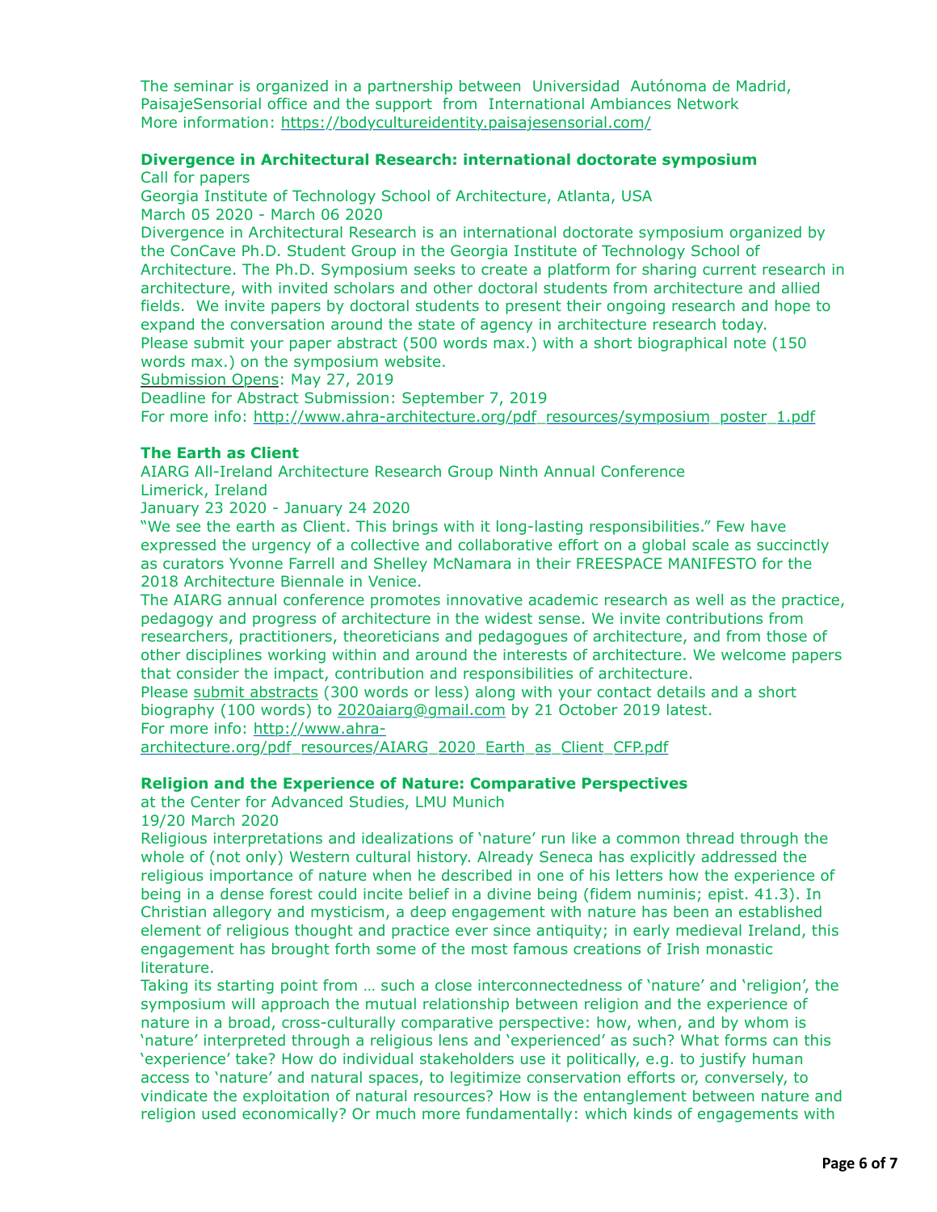The seminar is organized in a partnership between Universidad Autónoma de Madrid, PaisajeSensorial office and the support from International Ambiances Network
More information: [https://bodycultureidentity.paisajesensorial.com/](https://bodycultureidentity.paisajesensorial.com/)

**Divergence in Architectural Research: international doctorate symposium**
Call for papers
Georgia Institute of Technology School of Architecture, Atlanta, USA
March 05 2020 - March 06 2020
Divergence in Architectural Research is an international doctorate symposium organized by the ConCave Ph.D. Student Group in the Georgia Institute of Technology School of Architecture. The Ph.D. Symposium seeks to create a platform for sharing current research in architecture, with invited scholars and other doctoral students from architecture and allied fields. We invite papers by doctoral students to present their ongoing research and hope to expand the conversation around the state of agency in architecture research today.
Please submit your paper abstract (500 words max.) with a short biographical note (150 words max.) on the symposium website.
Submission Opens: May 27, 2019
Deadline for Abstract Submission: September 7, 2019
For more info: [http://www.ahra-architecture.org/pdf_resources/symposium_poster_1.pdf](http://www.ahra-architecture.org/pdf_resources/symposium_poster_1.pdf)

**The Earth as Client**
AIARG All-Ireland Architecture Research Group Ninth Annual Conference
Limerick, Ireland
January 23 2020 - January 24 2020
"We see the earth as Client. This brings with it long-lasting responsibilities." Few have expressed the urgency of a collective and collaborative effort on a global scale as succinctly as curators Yvonne Farrell and Shelley McNamara in their FREESPACE MANIFESTO for the 2018 Architecture Biennale in Venice.
The AIARG annual conference promotes innovative academic research as well as the practice, pedagogy and progress of architecture in the widest sense. We invite contributions from researchers, practitioners, theoreticians and pedagogues of architecture, and from those of other disciplines working within and around the interests of architecture. We welcome papers that consider the impact, contribution and responsibilities of architecture.
Please submit abstracts (300 words or less) along with your contact details and a short biography (100 words) to 2020aiarg@gmail.com by 21 October 2019 latest.
For more info: [http://www.ahra-architecture.org/pdf_resources/AIARG_2020_Earth_as_Client_CFP.pdf](http://www.ahra-architecture.org/pdf_resources/AIARG_2020_Earth_as_Client_CFP.pdf)

**Religion and the Experience of Nature: Comparative Perspectives**
at the Center for Advanced Studies, LMU Munich
19/20 March 2020
Religious interpretations and idealizations of 'nature' run like a common thread through the whole of (not only) Western cultural history. Already Seneca has explicitly addressed the religious importance of nature when he described in one of his letters how the experience of being in a dense forest could incite belief in a divine being (fidem numinis; epist. 41.3). In Christian allegory and mysticism, a deep engagement with nature has been an established element of religious thought and practice ever since antiquity; in early medieval Ireland, this engagement has brought forth some of the most famous creations of Irish monastic literature.
Taking its starting point from … such a close interconnectedness of 'nature' and 'religion', the symposium will approach the mutual relationship between religion and the experience of nature in a broad, cross-culturally comparative perspective: how, when, and by whom is 'nature' interpreted through a religious lens and 'experienced' as such? What forms can this 'experience' take? How do individual stakeholders use it politically, e.g. to justify human access to 'nature' and natural spaces, to legitimize conservation efforts or, conversely, to vindicate the exploitation of natural resources? How is the entanglement between nature and religion used economically? Or much more fundamentally: which kinds of engagements with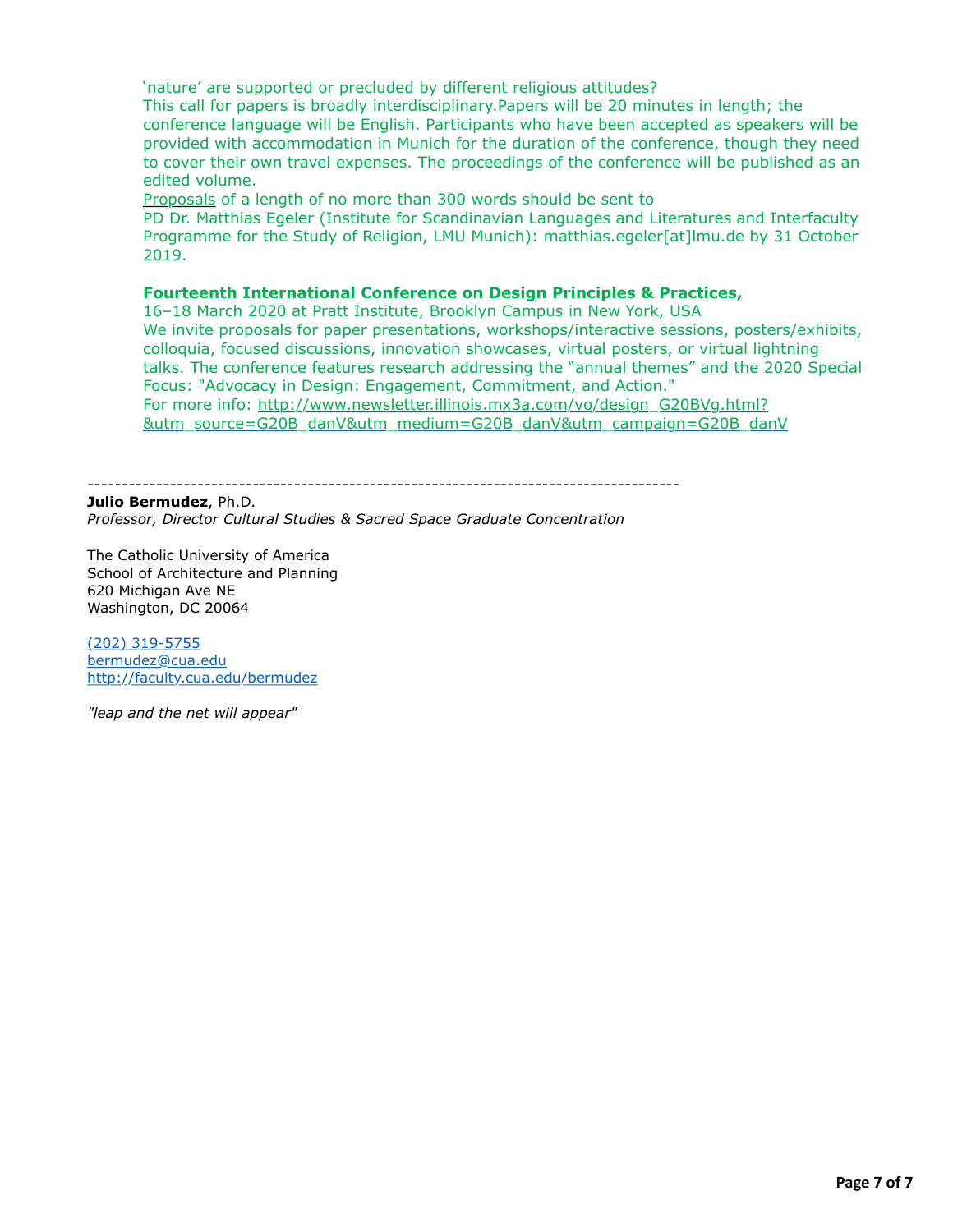'nature' are supported or precluded by different religious attitudes?
This call for papers is broadly interdisciplinary.Papers will be 20 minutes in length; the conference language will be English. Participants who have been accepted as speakers will be provided with accommodation in Munich for the duration of the conference, though they need to cover their own travel expenses. The proceedings of the conference will be published as an edited volume.
Proposals of a length of no more than 300 words should be sent to
PD Dr. Matthias Egeler (Institute for Scandinavian Languages and Literatures and Interfaculty Programme for the Study of Religion, LMU Munich): matthias.egeler[at]lmu.de by 31 October 2019.

**Fourteenth International Conference on Design Principles & Practices,**
16–18 March 2020 at Pratt Institute, Brooklyn Campus in New York, USA
We invite proposals for paper presentations, workshops/interactive sessions, posters/exhibits, colloquia, focused discussions, innovation showcases, virtual posters, or virtual lightning talks. The conference features research addressing the "annual themes" and the 2020 Special Focus: "Advocacy in Design: Engagement, Commitment, and Action."
For more info: http://www.newsletter.illinois.mx3a.com/vo/design_G20BVg.html?&utm_source=G20B_danV&utm_medium=G20B_danV&utm_campaign=G20B_danV

--------------------------------------------------------------------------------------

**Julio Bermudez**, Ph.D.
*Professor, Director Cultural Studies & Sacred Space Graduate Concentration*

The Catholic University of America
School of Architecture and Planning
620 Michigan Ave NE
Washington, DC 20064

(202) 319-5755
bermudez@cua.edu
http://faculty.cua.edu/bermudez

*"leap and the net will appear"*